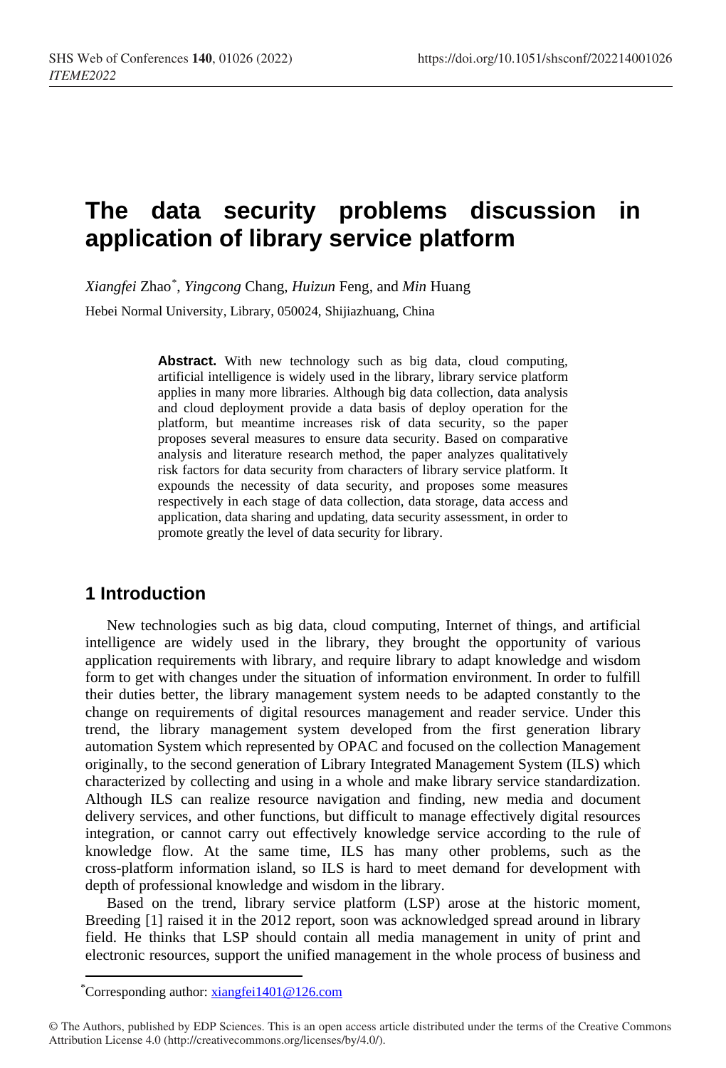# The data security problems discussion in application of library service platform

*Xiangfei* Zhao*, *Yingcong* Chang, *Huizun* Feng, and *Min* Huang

Hebei Normal University, Library, 050024, Shijiazhuang, China

**Abstract.** With new technology such as big data, cloud computing, artificial intelligence is widely used in the library, library service platform applies in many more libraries. Although big data collection, data analysis and cloud deployment provide a data basis of deploy operation for the platform, but meantime increases risk of data security, so the paper proposes several measures to ensure data security. Based on comparative analysis and literature research method, the paper analyzes qualitatively risk factors for data security from characters of library service platform. It expounds the necessity of data security, and proposes some measures respectively in each stage of data collection, data storage, data access and application, data sharing and updating, data security assessment, in order to promote greatly the level of data security for library.

## 1 Introduction

New technologies such as big data, cloud computing, Internet of things, and artificial intelligence are widely used in the library, they brought the opportunity of various application requirements with library, and require library to adapt knowledge and wisdom form to get with changes under the situation of information environment. In order to fulfill their duties better, the library management system needs to be adapted constantly to the change on requirements of digital resources management and reader service. Under this trend, the library management system developed from the first generation library automation System which represented by OPAC and focused on the collection Management originally, to the second generation of Library Integrated Management System (ILS) which characterized by collecting and using in a whole and make library service standardization. Although ILS can realize resource navigation and finding, new media and document delivery services, and other functions, but difficult to manage effectively digital resources integration, or cannot carry out effectively knowledge service according to the rule of knowledge flow. At the same time, ILS has many other problems, such as the cross-platform information island, so ILS is hard to meet demand for development with depth of professional knowledge and wisdom in the library.

Based on the trend, library service platform (LSP) arose at the historic moment, Breeding [1] raised it in the 2012 report, soon was acknowledged spread around in library field. He thinks that LSP should contain all media management in unity of print and electronic resources, support the unified management in the whole process of business and

*Corresponding author: xiangfei1401@126.com

© The Authors, published by EDP Sciences. This is an open access article distributed under the terms of the Creative Commons Attribution License 4.0 (http://creativecommons.org/licenses/by/4.0/).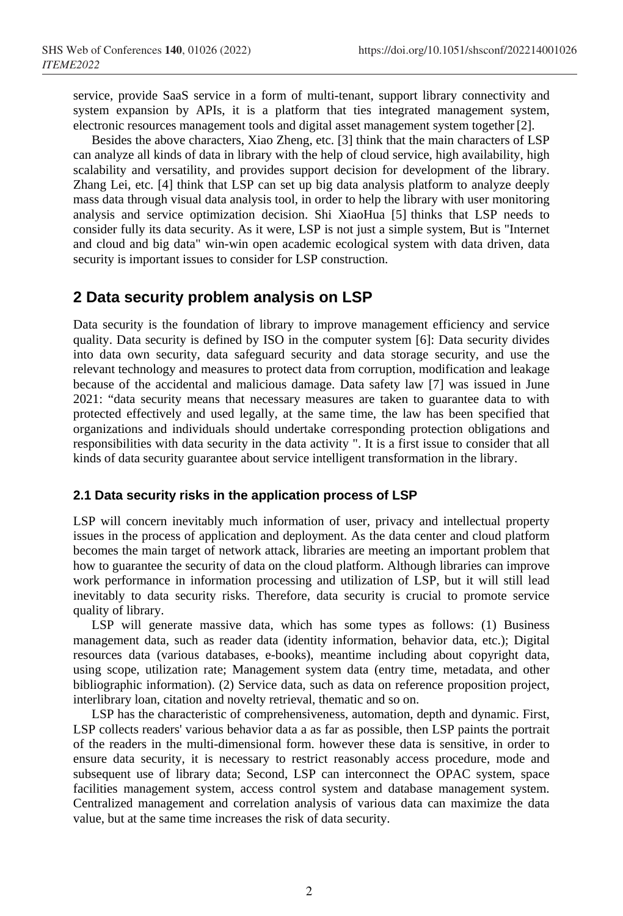service, provide SaaS service in a form of multi-tenant, support library connectivity and system expansion by APIs, it is a platform that ties integrated management system, electronic resources management tools and digital asset management system together [2].

Besides the above characters, Xiao Zheng, etc. [3] think that the main characters of LSP can analyze all kinds of data in library with the help of cloud service, high availability, high scalability and versatility, and provides support decision for development of the library. Zhang Lei, etc. [4] think that LSP can set up big data analysis platform to analyze deeply mass data through visual data analysis tool, in order to help the library with user monitoring analysis and service optimization decision. Shi XiaoHua [5] thinks that LSP needs to consider fully its data security. As it were, LSP is not just a simple system, But is "Internet and cloud and big data" win-win open academic ecological system with data driven, data security is important issues to consider for LSP construction.

## 2 Data security problem analysis on LSP

Data security is the foundation of library to improve management efficiency and service quality. Data security is defined by ISO in the computer system [6]: Data security divides into data own security, data safeguard security and data storage security, and use the relevant technology and measures to protect data from corruption, modification and leakage because of the accidental and malicious damage. Data safety law [7] was issued in June 2021: "data security means that necessary measures are taken to guarantee data to with protected effectively and used legally, at the same time, the law has been specified that organizations and individuals should undertake corresponding protection obligations and responsibilities with data security in the data activity ". It is a first issue to consider that all kinds of data security guarantee about service intelligent transformation in the library.

### 2.1 Data security risks in the application process of LSP

LSP will concern inevitably much information of user, privacy and intellectual property issues in the process of application and deployment. As the data center and cloud platform becomes the main target of network attack, libraries are meeting an important problem that how to guarantee the security of data on the cloud platform. Although libraries can improve work performance in information processing and utilization of LSP, but it will still lead inevitably to data security risks. Therefore, data security is crucial to promote service quality of library.

LSP will generate massive data, which has some types as follows: (1) Business management data, such as reader data (identity information, behavior data, etc.); Digital resources data (various databases, e-books), meantime including about copyright data, using scope, utilization rate; Management system data (entry time, metadata, and other bibliographic information). (2) Service data, such as data on reference proposition project, interlibrary loan, citation and novelty retrieval, thematic and so on.

LSP has the characteristic of comprehensiveness, automation, depth and dynamic. First, LSP collects readers' various behavior data a as far as possible, then LSP paints the portrait of the readers in the multi-dimensional form. however these data is sensitive, in order to ensure data security, it is necessary to restrict reasonably access procedure, mode and subsequent use of library data; Second, LSP can interconnect the OPAC system, space facilities management system, access control system and database management system. Centralized management and correlation analysis of various data can maximize the data value, but at the same time increases the risk of data security.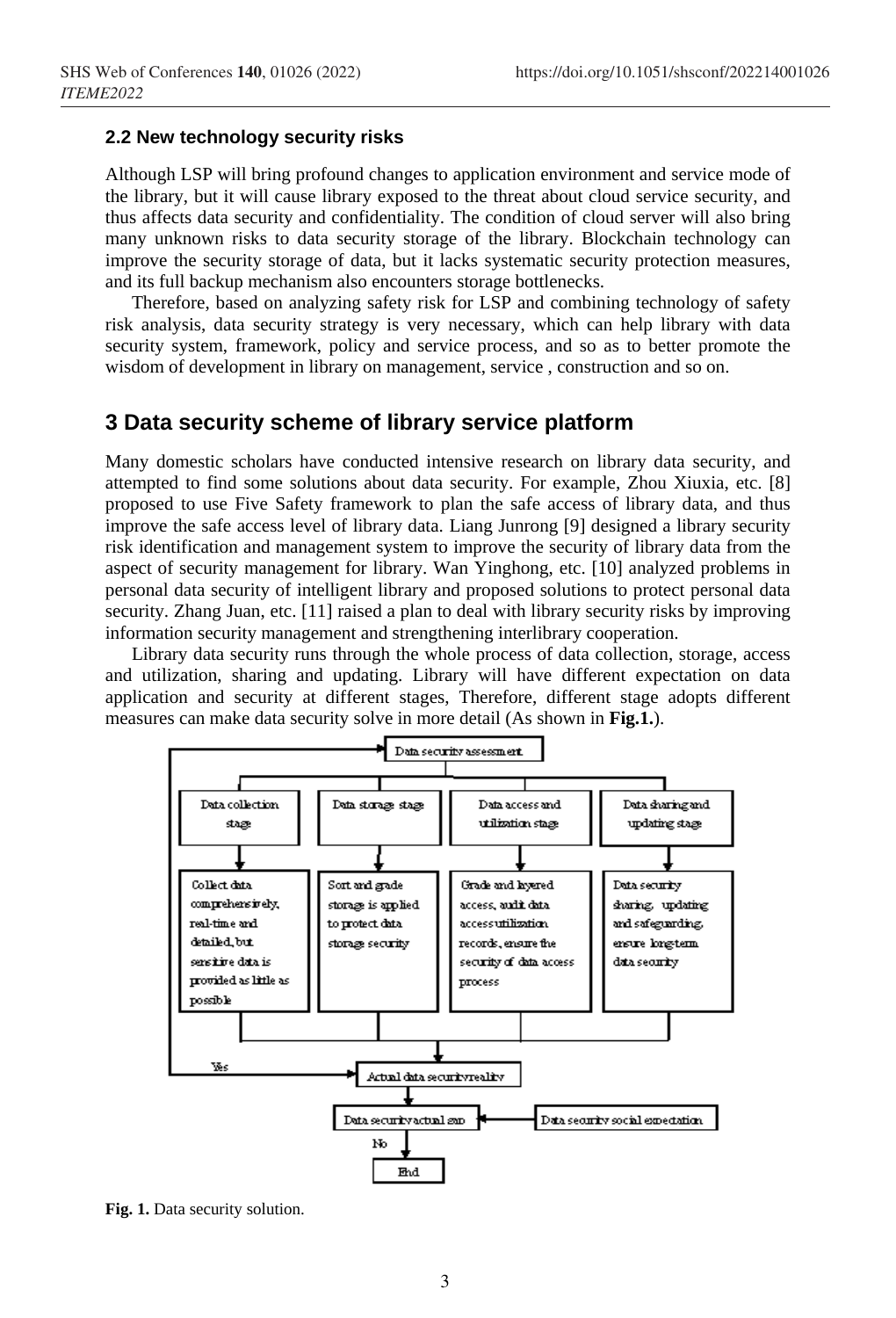### 2.2 New technology security risks

Although LSP will bring profound changes to application environment and service mode of the library, but it will cause library exposed to the threat about cloud service security, and thus affects data security and confidentiality. The condition of cloud server will also bring many unknown risks to data security storage of the library. Blockchain technology can improve the security storage of data, but it lacks systematic security protection measures, and its full backup mechanism also encounters storage bottlenecks.

Therefore, based on analyzing safety risk for LSP and combining technology of safety risk analysis, data security strategy is very necessary, which can help library with data security system, framework, policy and service process, and so as to better promote the wisdom of development in library on management, service , construction and so on.

## 3 Data security scheme of library service platform

Many domestic scholars have conducted intensive research on library data security, and attempted to find some solutions about data security. For example, Zhou Xiuxia, etc. [8] proposed to use Five Safety framework to plan the safe access of library data, and thus improve the safe access level of library data. Liang Junrong [9] designed a library security risk identification and management system to improve the security of library data from the aspect of security management for library. Wan Yinghong, etc. [10] analyzed problems in personal data security of intelligent library and proposed solutions to protect personal data security. Zhang Juan, etc. [11] raised a plan to deal with library security risks by improving information security management and strengthening interlibrary cooperation.

Library data security runs through the whole process of data collection, storage, access and utilization, sharing and updating. Library will have different expectation on data application and security at different stages, Therefore, different stage adopts different measures can make data security solve in more detail (As shown in **Fig.1.**).

Data security assessment

| Data collection stage | Data storage stage | Data access and utilization stage | Data sharing and updating stage |
|---|---|---|---|
| Collect data comprehensively, real-time and detailed, but sensitive data is provided as little as possible | Sort and grade storage is applied to protect data storage security | Grade and layered access, audit data access utilization records, ensure the security of data access process | Data security sharing, updating and safeguarding, ensure long-term data security |

Actual data security reality → Data security actual gap ← Data security social expectation

Yes → Data security assessment; No → End

**Fig. 1.** Data security solution.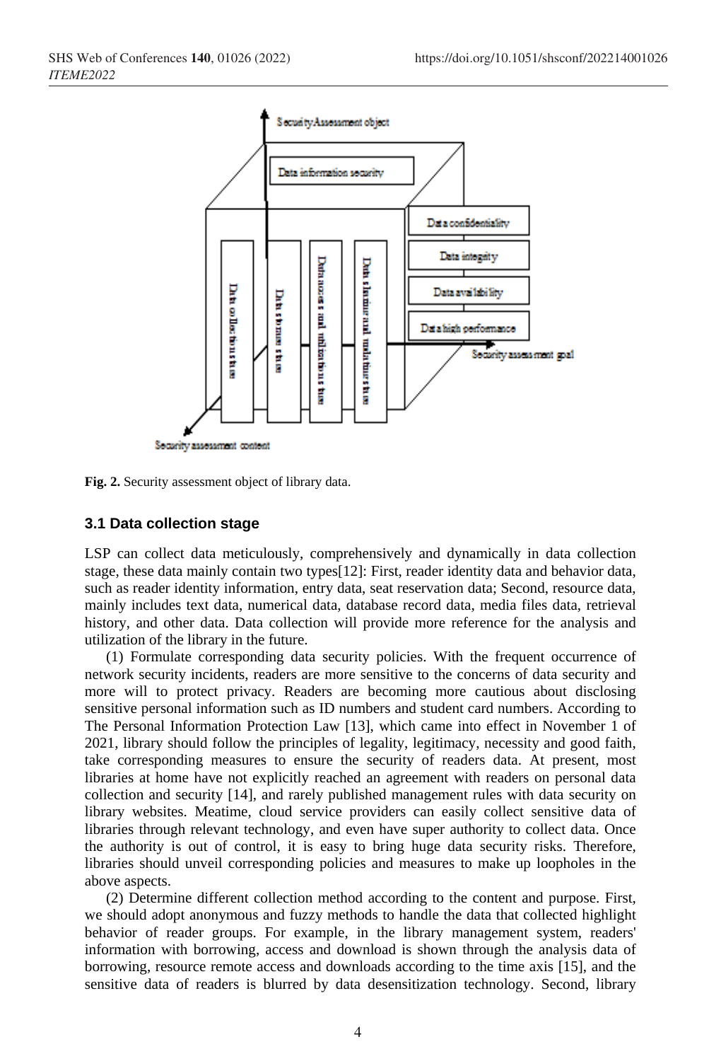Security Assessment object

Data information security

Data confidentiality

Data integrity

Data availability

Data high performance

Security assessment goal

Data collection stage

Data storage stage

Data access and utilization stage

Data sharing and maintenance stage

Security assessment content

**Fig. 2.** Security assessment object of library data.

### 3.1 Data collection stage

LSP can collect data meticulously, comprehensively and dynamically in data collection stage, these data mainly contain two types[12]: First, reader identity data and behavior data, such as reader identity information, entry data, seat reservation data; Second, resource data, mainly includes text data, numerical data, database record data, media files data, retrieval history, and other data. Data collection will provide more reference for the analysis and utilization of the library in the future.

(1) Formulate corresponding data security policies. With the frequent occurrence of network security incidents, readers are more sensitive to the concerns of data security and more will to protect privacy. Readers are becoming more cautious about disclosing sensitive personal information such as ID numbers and student card numbers. According to The Personal Information Protection Law [13], which came into effect in November 1 of 2021, library should follow the principles of legality, legitimacy, necessity and good faith, take corresponding measures to ensure the security of readers data. At present, most libraries at home have not explicitly reached an agreement with readers on personal data collection and security [14], and rarely published management rules with data security on library websites. Meatime, cloud service providers can easily collect sensitive data of libraries through relevant technology, and even have super authority to collect data. Once the authority is out of control, it is easy to bring huge data security risks. Therefore, libraries should unveil corresponding policies and measures to make up loopholes in the above aspects.

(2) Determine different collection method according to the content and purpose. First, we should adopt anonymous and fuzzy methods to handle the data that collected highlight behavior of reader groups. For example, in the library management system, readers' information with borrowing, access and download is shown through the analysis data of borrowing, resource remote access and downloads according to the time axis [15], and the sensitive data of readers is blurred by data desensitization technology. Second, library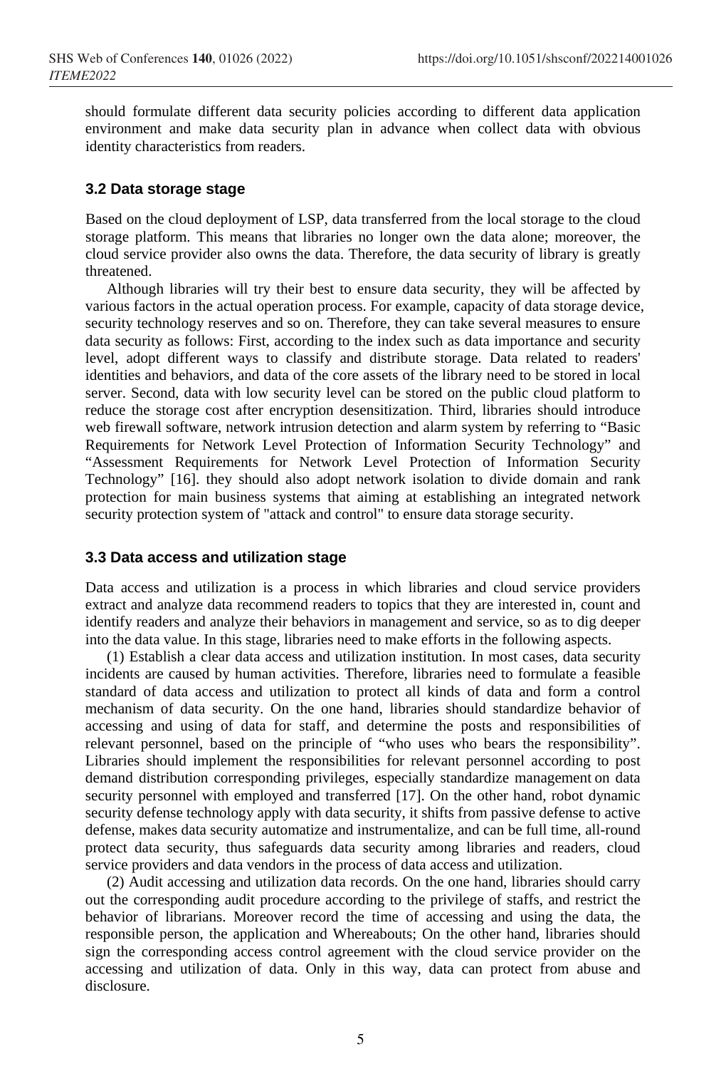should formulate different data security policies according to different data application environment and make data security plan in advance when collect data with obvious identity characteristics from readers.

### 3.2 Data storage stage

Based on the cloud deployment of LSP, data transferred from the local storage to the cloud storage platform. This means that libraries no longer own the data alone; moreover, the cloud service provider also owns the data. Therefore, the data security of library is greatly threatened.

Although libraries will try their best to ensure data security, they will be affected by various factors in the actual operation process. For example, capacity of data storage device, security technology reserves and so on. Therefore, they can take several measures to ensure data security as follows: First, according to the index such as data importance and security level, adopt different ways to classify and distribute storage. Data related to readers' identities and behaviors, and data of the core assets of the library need to be stored in local server. Second, data with low security level can be stored on the public cloud platform to reduce the storage cost after encryption desensitization. Third, libraries should introduce web firewall software, network intrusion detection and alarm system by referring to “Basic Requirements for Network Level Protection of Information Security Technology” and “Assessment Requirements for Network Level Protection of Information Security Technology” [16]. they should also adopt network isolation to divide domain and rank protection for main business systems that aiming at establishing an integrated network security protection system of "attack and control" to ensure data storage security.

### 3.3 Data access and utilization stage

Data access and utilization is a process in which libraries and cloud service providers extract and analyze data recommend readers to topics that they are interested in, count and identify readers and analyze their behaviors in management and service, so as to dig deeper into the data value. In this stage, libraries need to make efforts in the following aspects.

(1) Establish a clear data access and utilization institution. In most cases, data security incidents are caused by human activities. Therefore, libraries need to formulate a feasible standard of data access and utilization to protect all kinds of data and form a control mechanism of data security. On the one hand, libraries should standardize behavior of accessing and using of data for staff, and determine the posts and responsibilities of relevant personnel, based on the principle of “who uses who bears the responsibility”. Libraries should implement the responsibilities for relevant personnel according to post demand distribution corresponding privileges, especially standardize management on data security personnel with employed and transferred [17]. On the other hand, robot dynamic security defense technology apply with data security, it shifts from passive defense to active defense, makes data security automatize and instrumentalize, and can be full time, all-round protect data security, thus safeguards data security among libraries and readers, cloud service providers and data vendors in the process of data access and utilization.

(2) Audit accessing and utilization data records. On the one hand, libraries should carry out the corresponding audit procedure according to the privilege of staffs, and restrict the behavior of librarians. Moreover record the time of accessing and using the data, the responsible person, the application and Whereabouts; On the other hand, libraries should sign the corresponding access control agreement with the cloud service provider on the accessing and utilization of data. Only in this way, data can protect from abuse and disclosure.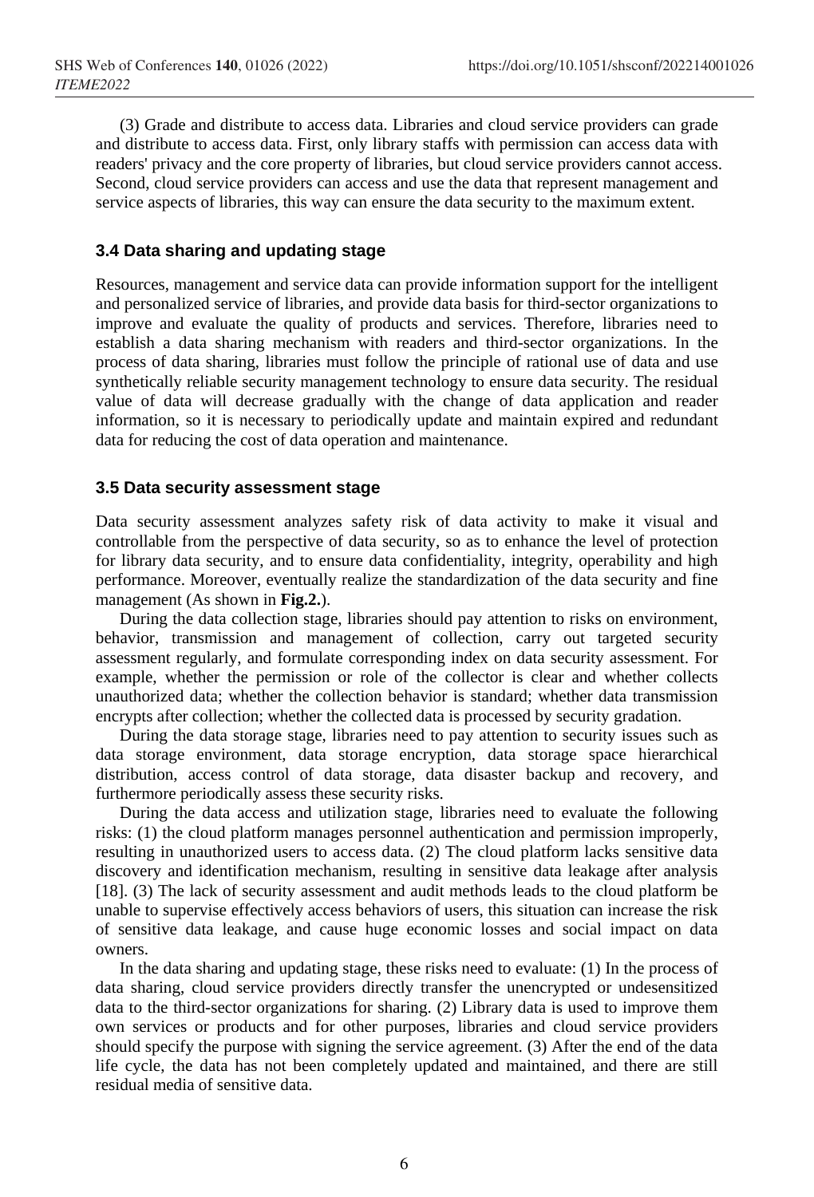(3) Grade and distribute to access data. Libraries and cloud service providers can grade and distribute to access data. First, only library staffs with permission can access data with readers' privacy and the core property of libraries, but cloud service providers cannot access. Second, cloud service providers can access and use the data that represent management and service aspects of libraries, this way can ensure the data security to the maximum extent.

### 3.4 Data sharing and updating stage

Resources, management and service data can provide information support for the intelligent and personalized service of libraries, and provide data basis for third-sector organizations to improve and evaluate the quality of products and services. Therefore, libraries need to establish a data sharing mechanism with readers and third-sector organizations. In the process of data sharing, libraries must follow the principle of rational use of data and use synthetically reliable security management technology to ensure data security. The residual value of data will decrease gradually with the change of data application and reader information, so it is necessary to periodically update and maintain expired and redundant data for reducing the cost of data operation and maintenance.

### 3.5 Data security assessment stage

Data security assessment analyzes safety risk of data activity to make it visual and controllable from the perspective of data security, so as to enhance the level of protection for library data security, and to ensure data confidentiality, integrity, operability and high performance. Moreover, eventually realize the standardization of the data security and fine management (As shown in **Fig.2.**).

During the data collection stage, libraries should pay attention to risks on environment, behavior, transmission and management of collection, carry out targeted security assessment regularly, and formulate corresponding index on data security assessment. For example, whether the permission or role of the collector is clear and whether collects unauthorized data; whether the collection behavior is standard; whether data transmission encrypts after collection; whether the collected data is processed by security gradation.

During the data storage stage, libraries need to pay attention to security issues such as data storage environment, data storage encryption, data storage space hierarchical distribution, access control of data storage, data disaster backup and recovery, and furthermore periodically assess these security risks.

During the data access and utilization stage, libraries need to evaluate the following risks: (1) the cloud platform manages personnel authentication and permission improperly, resulting in unauthorized users to access data. (2) The cloud platform lacks sensitive data discovery and identification mechanism, resulting in sensitive data leakage after analysis [18]. (3) The lack of security assessment and audit methods leads to the cloud platform be unable to supervise effectively access behaviors of users, this situation can increase the risk of sensitive data leakage, and cause huge economic losses and social impact on data owners.

In the data sharing and updating stage, these risks need to evaluate: (1) In the process of data sharing, cloud service providers directly transfer the unencrypted or undesensitized data to the third-sector organizations for sharing. (2) Library data is used to improve them own services or products and for other purposes, libraries and cloud service providers should specify the purpose with signing the service agreement. (3) After the end of the data life cycle, the data has not been completely updated and maintained, and there are still residual media of sensitive data.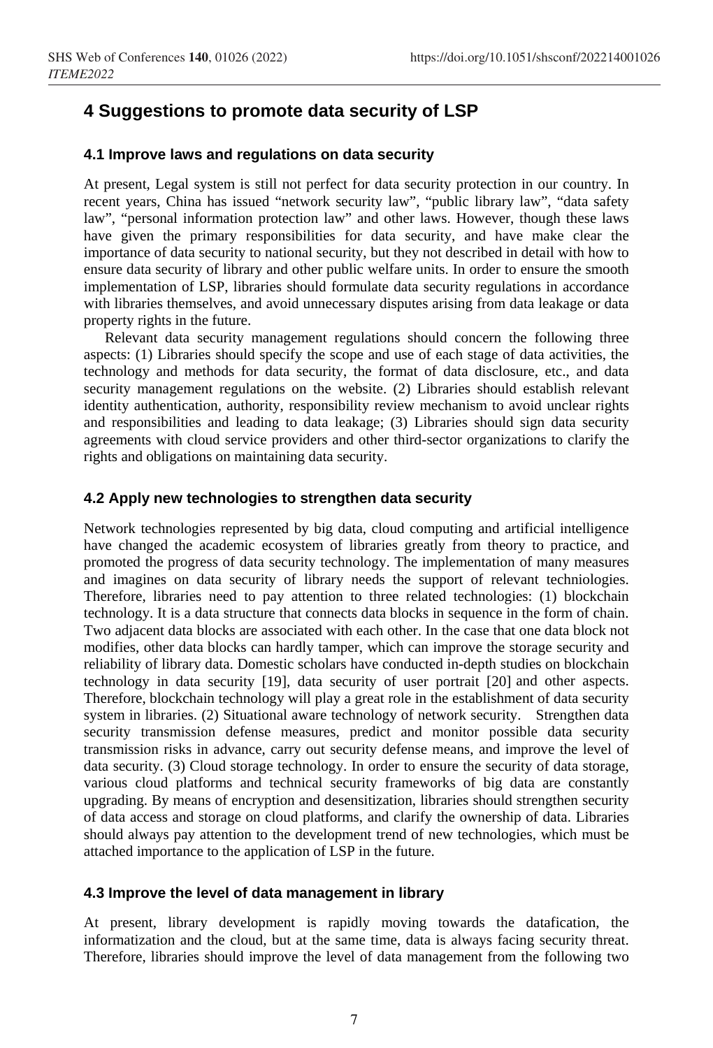## 4 Suggestions to promote data security of LSP

### 4.1 Improve laws and regulations on data security

At present, Legal system is still not perfect for data security protection in our country. In recent years, China has issued "network security law", "public library law", "data safety law", "personal information protection law" and other laws. However, though these laws have given the primary responsibilities for data security, and have make clear the importance of data security to national security, but they not described in detail with how to ensure data security of library and other public welfare units. In order to ensure the smooth implementation of LSP, libraries should formulate data security regulations in accordance with libraries themselves, and avoid unnecessary disputes arising from data leakage or data property rights in the future.

Relevant data security management regulations should concern the following three aspects: (1) Libraries should specify the scope and use of each stage of data activities, the technology and methods for data security, the format of data disclosure, etc., and data security management regulations on the website. (2) Libraries should establish relevant identity authentication, authority, responsibility review mechanism to avoid unclear rights and responsibilities and leading to data leakage; (3) Libraries should sign data security agreements with cloud service providers and other third-sector organizations to clarify the rights and obligations on maintaining data security.

### 4.2 Apply new technologies to strengthen data security

Network technologies represented by big data, cloud computing and artificial intelligence have changed the academic ecosystem of libraries greatly from theory to practice, and promoted the progress of data security technology. The implementation of many measures and imagines on data security of library needs the support of relevant techniologies. Therefore, libraries need to pay attention to three related technologies: (1) blockchain technology. It is a data structure that connects data blocks in sequence in the form of chain. Two adjacent data blocks are associated with each other. In the case that one data block not modifies, other data blocks can hardly tamper, which can improve the storage security and reliability of library data. Domestic scholars have conducted in-depth studies on blockchain technology in data security [19], data security of user portrait [20] and other aspects. Therefore, blockchain technology will play a great role in the establishment of data security system in libraries. (2) Situational aware technology of network security. Strengthen data security transmission defense measures, predict and monitor possible data security transmission risks in advance, carry out security defense means, and improve the level of data security. (3) Cloud storage technology. In order to ensure the security of data storage, various cloud platforms and technical security frameworks of big data are constantly upgrading. By means of encryption and desensitization, libraries should strengthen security of data access and storage on cloud platforms, and clarify the ownership of data. Libraries should always pay attention to the development trend of new technologies, which must be attached importance to the application of LSP in the future.

### 4.3 Improve the level of data management in library

At present, library development is rapidly moving towards the datafication, the informatization and the cloud, but at the same time, data is always facing security threat. Therefore, libraries should improve the level of data management from the following two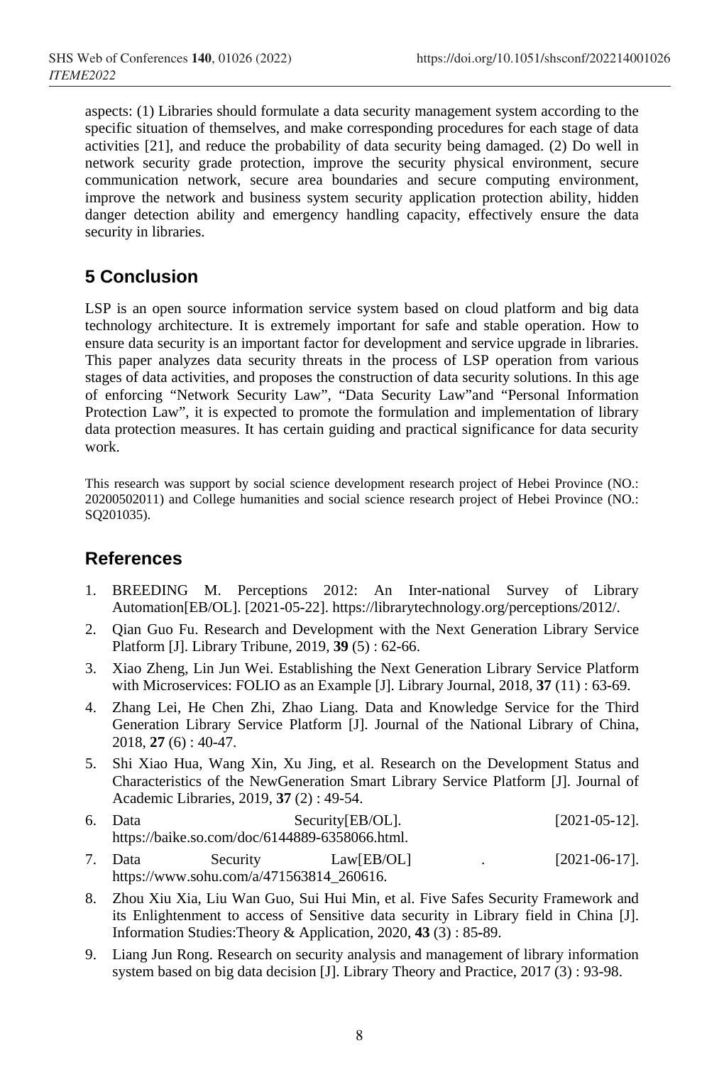aspects: (1) Libraries should formulate a data security management system according to the specific situation of themselves, and make corresponding procedures for each stage of data activities [21], and reduce the probability of data security being damaged. (2) Do well in network security grade protection, improve the security physical environment, secure communication network, secure area boundaries and secure computing environment, improve the network and business system security application protection ability, hidden danger detection ability and emergency handling capacity, effectively ensure the data security in libraries.

## 5 Conclusion

LSP is an open source information service system based on cloud platform and big data technology architecture. It is extremely important for safe and stable operation. How to ensure data security is an important factor for development and service upgrade in libraries. This paper analyzes data security threats in the process of LSP operation from various stages of data activities, and proposes the construction of data security solutions. In this age of enforcing "Network Security Law", "Data Security Law"and "Personal Information Protection Law", it is expected to promote the formulation and implementation of library data protection measures. It has certain guiding and practical significance for data security work.

This research was support by social science development research project of Hebei Province (NO.: 20200502011) and College humanities and social science research project of Hebei Province (NO.: SQ201035).

## References

1. BREEDING M. Perceptions 2012: An Inter-national Survey of Library Automation[EB/OL]. [2021-05-22]. https://librarytechnology.org/perceptions/2012/.
2. Qian Guo Fu. Research and Development with the Next Generation Library Service Platform [J]. Library Tribune, 2019, **39** (5) : 62-66.
3. Xiao Zheng, Lin Jun Wei. Establishing the Next Generation Library Service Platform with Microservices: FOLIO as an Example [J]. Library Journal, 2018, **37** (11) : 63-69.
4. Zhang Lei, He Chen Zhi, Zhao Liang. Data and Knowledge Service for the Third Generation Library Service Platform [J]. Journal of the National Library of China, 2018, **27** (6) : 40-47.
5. Shi Xiao Hua, Wang Xin, Xu Jing, et al. Research on the Development Status and Characteristics of the NewGeneration Smart Library Service Platform [J]. Journal of Academic Libraries, 2019, **37** (2) : 49-54.
6. Data Security[EB/OL]. [2021-05-12]. https://baike.so.com/doc/6144889-6358066.html.
7. Data Security Law[EB/OL] . [2021-06-17]. https://www.sohu.com/a/471563814_260616.
8. Zhou Xiu Xia, Liu Wan Guo, Sui Hui Min, et al. Five Safes Security Framework and its Enlightenment to access of Sensitive data security in Library field in China [J]. Information Studies:Theory & Application, 2020, **43** (3) : 85-89.
9. Liang Jun Rong. Research on security analysis and management of library information system based on big data decision [J]. Library Theory and Practice, 2017 (3) : 93-98.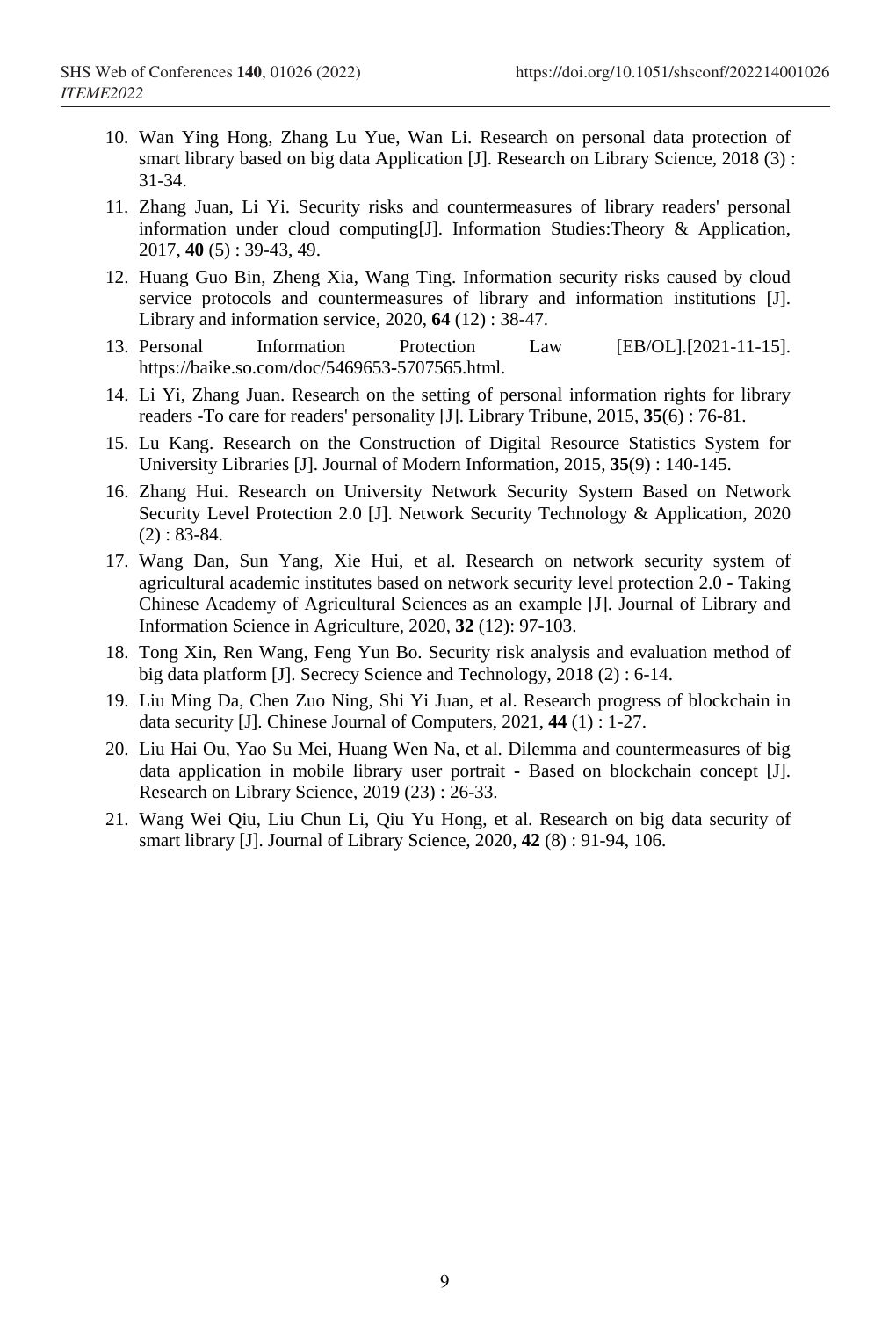10. Wan Ying Hong, Zhang Lu Yue, Wan Li. Research on personal data protection of smart library based on big data Application [J]. Research on Library Science, 2018 (3) : 31-34.
11. Zhang Juan, Li Yi. Security risks and countermeasures of library readers' personal information under cloud computing[J]. Information Studies:Theory & Application, 2017, **40** (5) : 39-43, 49.
12. Huang Guo Bin, Zheng Xia, Wang Ting. Information security risks caused by cloud service protocols and countermeasures of library and information institutions [J]. Library and information service, 2020, **64** (12) : 38-47.
13. Personal Information Protection Law [EB/OL].[2021-11-15]. https://baike.so.com/doc/5469653-5707565.html.
14. Li Yi, Zhang Juan. Research on the setting of personal information rights for library readers -To care for readers' personality [J]. Library Tribune, 2015, **35**(6) : 76-81.
15. Lu Kang. Research on the Construction of Digital Resource Statistics System for University Libraries [J]. Journal of Modern Information, 2015, **35**(9) : 140-145.
16. Zhang Hui. Research on University Network Security System Based on Network Security Level Protection 2.0 [J]. Network Security Technology & Application, 2020 (2) : 83-84.
17. Wang Dan, Sun Yang, Xie Hui, et al. Research on network security system of agricultural academic institutes based on network security level protection 2.0 - Taking Chinese Academy of Agricultural Sciences as an example [J]. Journal of Library and Information Science in Agriculture, 2020, **32** (12): 97-103.
18. Tong Xin, Ren Wang, Feng Yun Bo. Security risk analysis and evaluation method of big data platform [J]. Secrecy Science and Technology, 2018 (2) : 6-14.
19. Liu Ming Da, Chen Zuo Ning, Shi Yi Juan, et al. Research progress of blockchain in data security [J]. Chinese Journal of Computers, 2021, **44** (1) : 1-27.
20. Liu Hai Ou, Yao Su Mei, Huang Wen Na, et al. Dilemma and countermeasures of big data application in mobile library user portrait - Based on blockchain concept [J]. Research on Library Science, 2019 (23) : 26-33.
21. Wang Wei Qiu, Liu Chun Li, Qiu Yu Hong, et al. Research on big data security of smart library [J]. Journal of Library Science, 2020, **42** (8) : 91-94, 106.